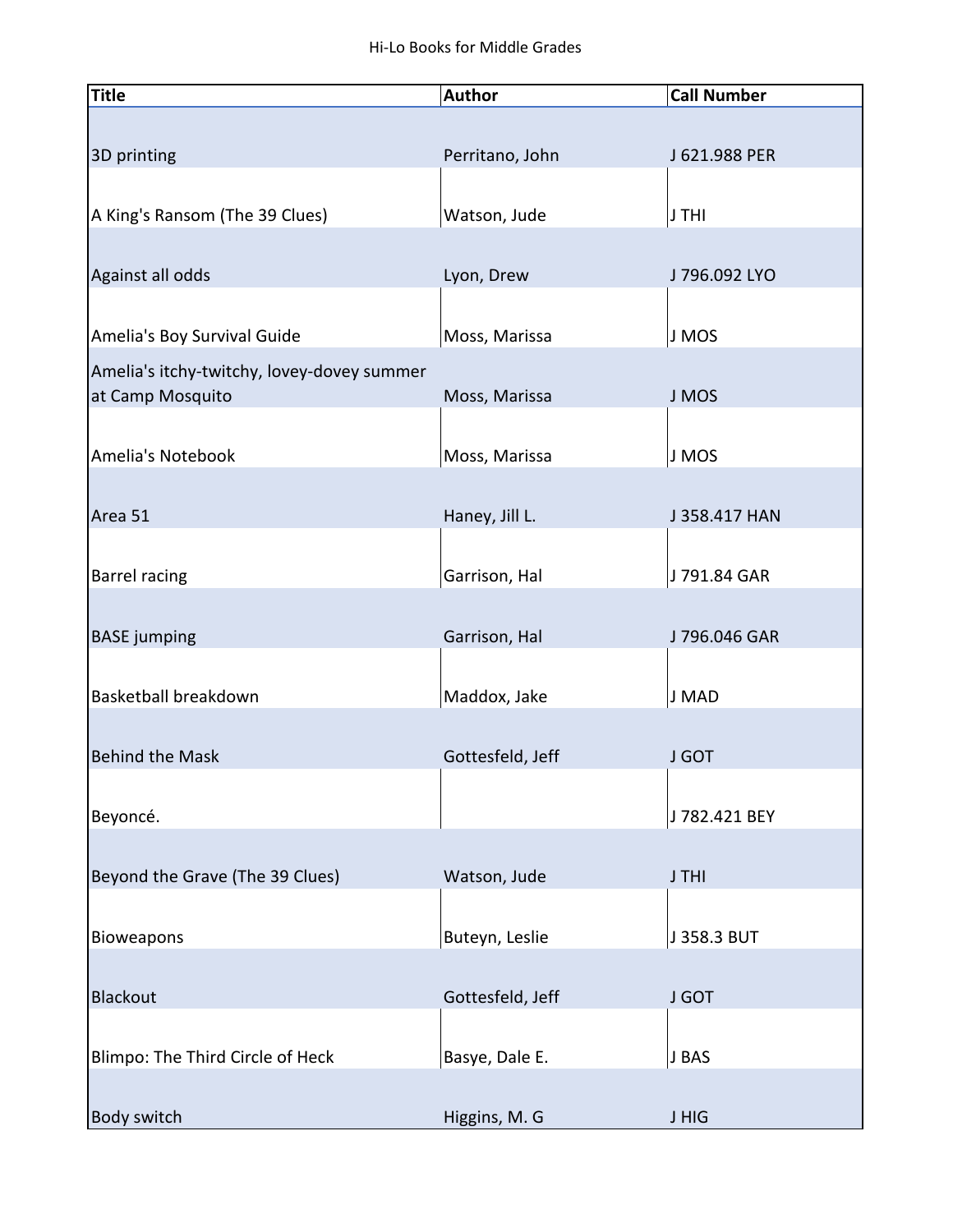# Hi-Lo Books for Middle Grades

| Title | Author | Call Number |
|---|---|---|
| 3D printing | Perritano, John | J 621.988 PER |
| A King's Ransom (The 39 Clues) | Watson, Jude | J THI |
| Against all odds | Lyon, Drew | J 796.092 LYO |
| Amelia's Boy Survival Guide | Moss, Marissa | J MOS |
| Amelia's itchy-twitchy, lovey-dovey summer at Camp Mosquito | Moss, Marissa | J MOS |
| Amelia's Notebook | Moss, Marissa | J MOS |
| Area 51 | Haney, Jill L. | J 358.417 HAN |
| Barrel racing | Garrison, Hal | J 791.84 GAR |
| BASE jumping | Garrison, Hal | J 796.046 GAR |
| Basketball breakdown | Maddox, Jake | J MAD |
| Behind the Mask | Gottesfeld, Jeff | J GOT |
| Beyoncé. | | J 782.421 BEY |
| Beyond the Grave (The 39 Clues) | Watson, Jude | J THI |
| Bioweapons | Buteyn, Leslie | J 358.3 BUT |
| Blackout | Gottesfeld, Jeff | J GOT |
| Blimpo: The Third Circle of Heck | Basye, Dale E. | J BAS |
| Body switch | Higgins, M. G | J HIG |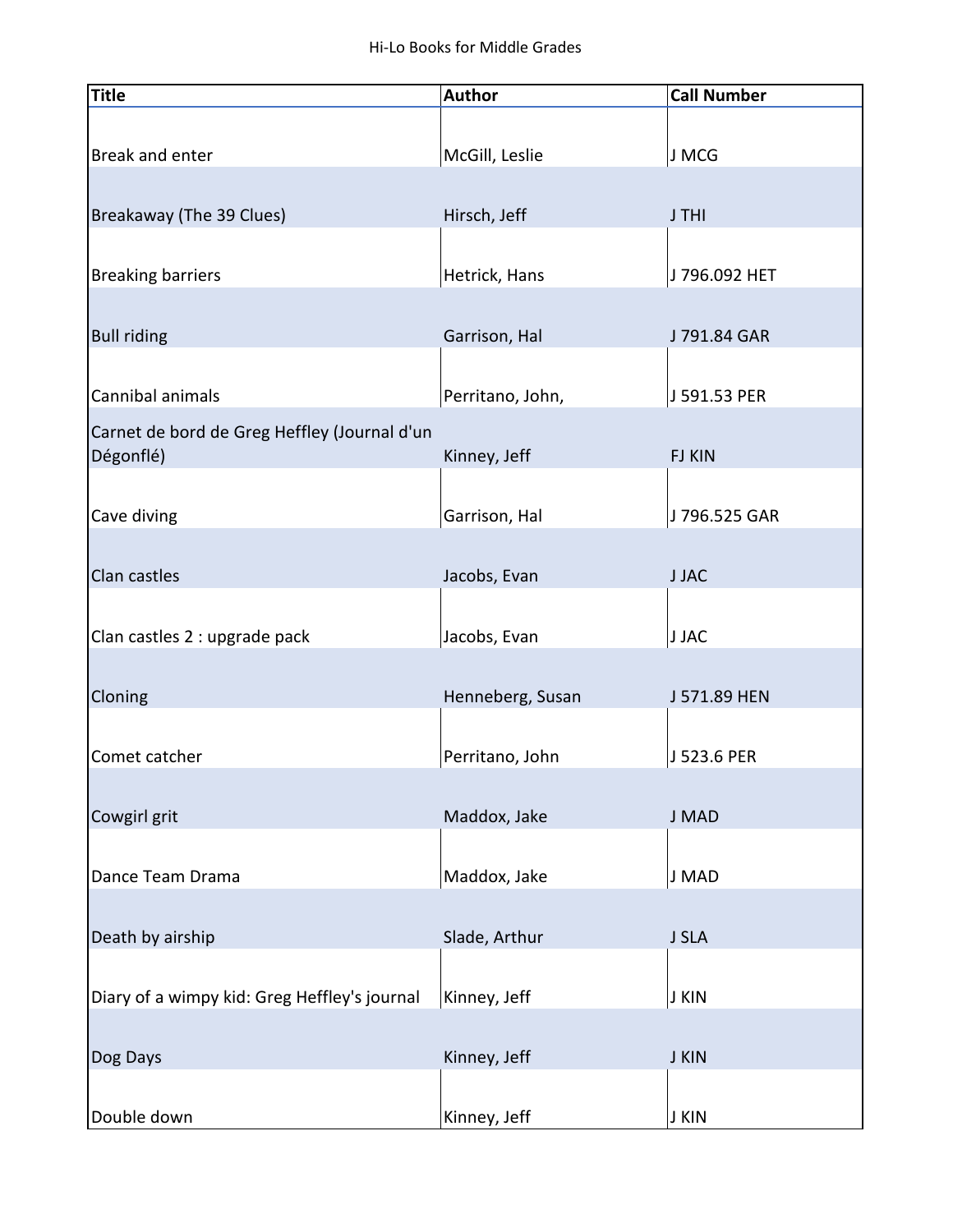| Title | Author | Call Number |
|---|---|---|
| Break and enter | McGill, Leslie | J MCG |
| Breakaway (The 39 Clues) | Hirsch, Jeff | J THI |
| Breaking barriers | Hetrick, Hans | J 796.092 HET |
| Bull riding | Garrison, Hal | J 791.84 GAR |
| Cannibal animals | Perritano, John, | J 591.53 PER |
| Carnet de bord de Greg Heffley (Journal d'un Dégonflé) | Kinney, Jeff | FJ KIN |
| Cave diving | Garrison, Hal | J 796.525 GAR |
| Clan castles | Jacobs, Evan | J JAC |
| Clan castles 2 : upgrade pack | Jacobs, Evan | J JAC |
| Cloning | Henneberg, Susan | J 571.89 HEN |
| Comet catcher | Perritano, John | J 523.6 PER |
| Cowgirl grit | Maddox, Jake | J MAD |
| Dance Team Drama | Maddox, Jake | J MAD |
| Death by airship | Slade, Arthur | J SLA |
| Diary of a wimpy kid: Greg Heffley's journal | Kinney, Jeff | J KIN |
| Dog Days | Kinney, Jeff | J KIN |
| Double down | Kinney, Jeff | J KIN |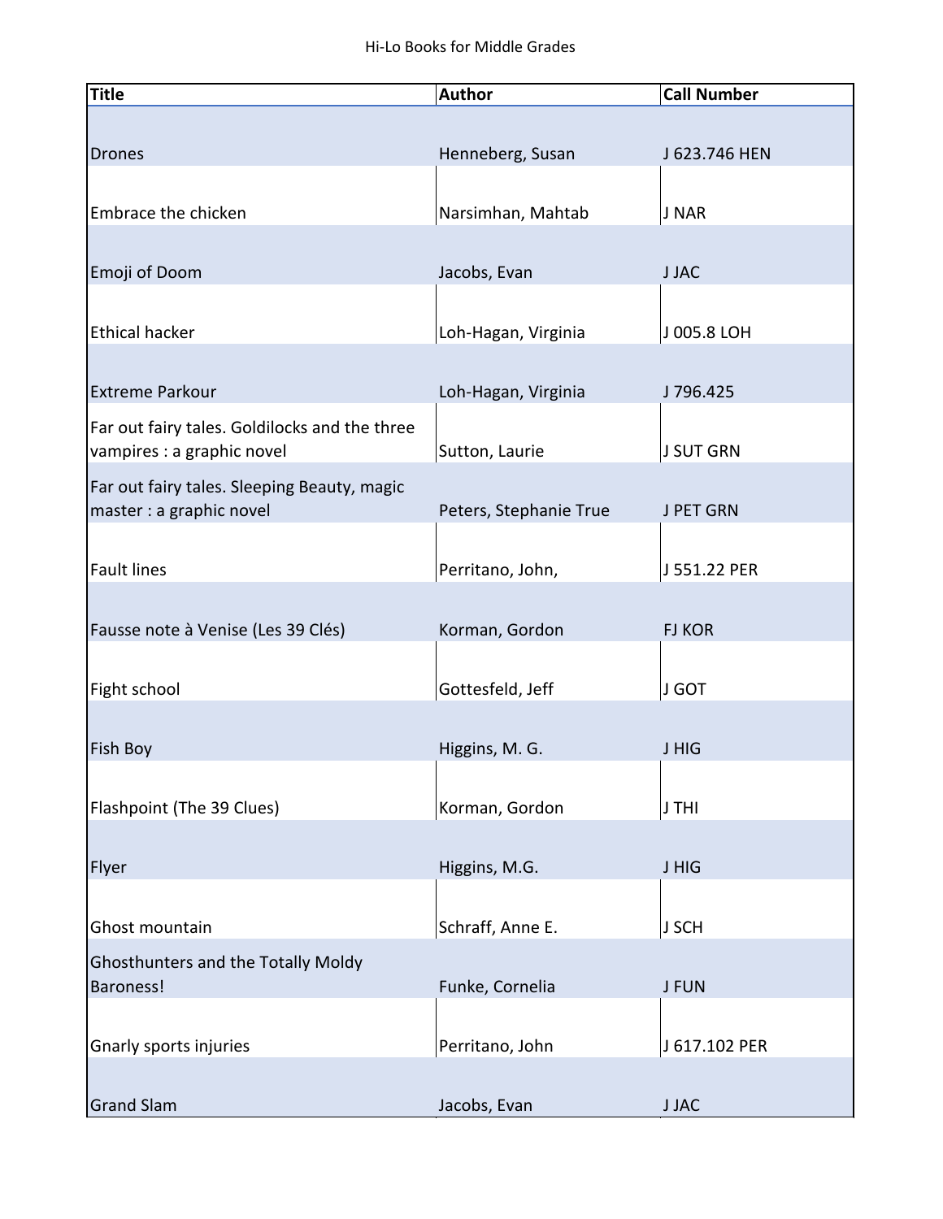| Title | Author | Call Number |
| --- | --- | --- |
| Drones | Henneberg, Susan | J 623.746 HEN |
| Embrace the chicken | Narsimhan, Mahtab | J NAR |
| Emoji of Doom | Jacobs, Evan | J JAC |
| Ethical hacker | Loh-Hagan, Virginia | J 005.8 LOH |
| Extreme Parkour | Loh-Hagan, Virginia | J 796.425 |
| Far out fairy tales. Goldilocks and the three vampires : a graphic novel | Sutton, Laurie | J SUT GRN |
| Far out fairy tales. Sleeping Beauty, magic master : a graphic novel | Peters, Stephanie True | J PET GRN |
| Fault lines | Perritano, John, | J 551.22 PER |
| Fausse note à Venise (Les 39 Clés) | Korman, Gordon | FJ KOR |
| Fight school | Gottesfeld, Jeff | J GOT |
| Fish Boy | Higgins, M. G. | J HIG |
| Flashpoint (The 39 Clues) | Korman, Gordon | J THI |
| Flyer | Higgins, M.G. | J HIG |
| Ghost mountain | Schraff, Anne E. | J SCH |
| Ghosthunters and the Totally Moldy Baroness! | Funke, Cornelia | J FUN |
| Gnarly sports injuries | Perritano, John | J 617.102 PER |
| Grand Slam | Jacobs, Evan | J JAC |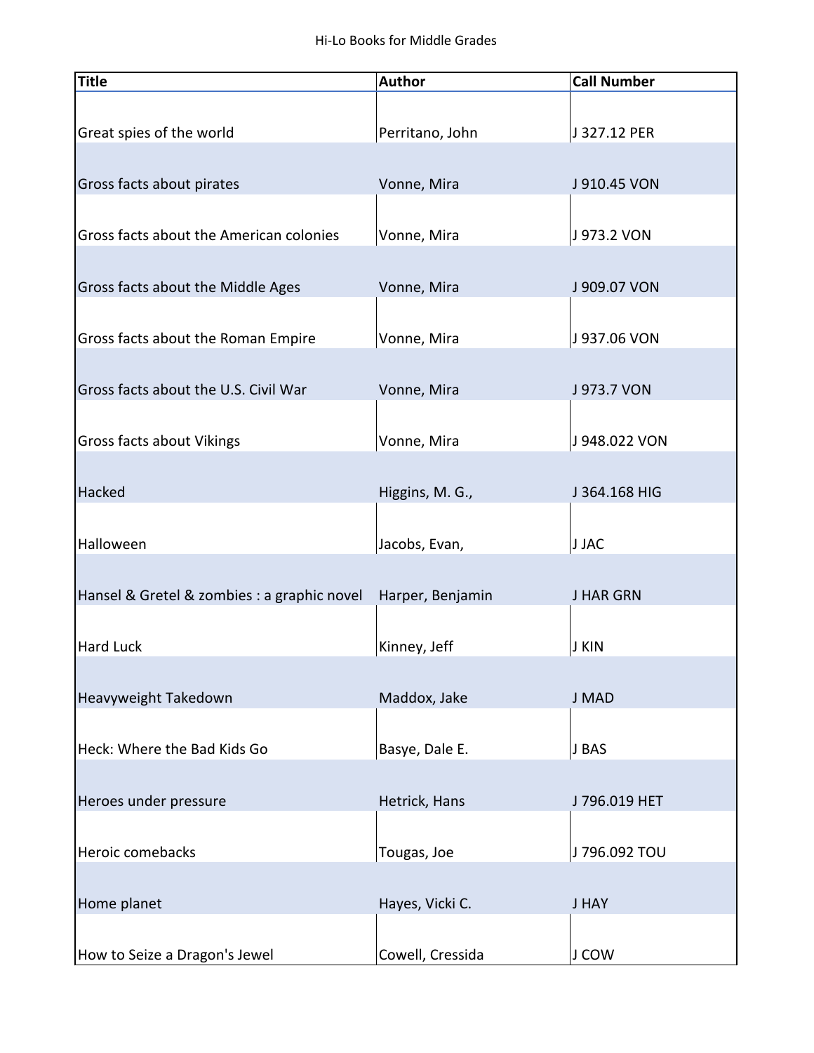| Title | Author | Call Number |
|---|---|---|
| Great spies of the world | Perritano, John | J 327.12 PER |
| Gross facts about pirates | Vonne, Mira | J 910.45 VON |
| Gross facts about the American colonies | Vonne, Mira | J 973.2 VON |
| Gross facts about the Middle Ages | Vonne, Mira | J 909.07 VON |
| Gross facts about the Roman Empire | Vonne, Mira | J 937.06 VON |
| Gross facts about the U.S. Civil War | Vonne, Mira | J 973.7 VON |
| Gross facts about Vikings | Vonne, Mira | J 948.022 VON |
| Hacked | Higgins, M. G., | J 364.168 HIG |
| Halloween | Jacobs, Evan, | J JAC |
| Hansel & Gretel & zombies : a graphic novel | Harper, Benjamin | J HAR GRN |
| Hard Luck | Kinney, Jeff | J KIN |
| Heavyweight Takedown | Maddox, Jake | J MAD |
| Heck: Where the Bad Kids Go | Basye, Dale E. | J BAS |
| Heroes under pressure | Hetrick, Hans | J 796.019 HET |
| Heroic comebacks | Tougas, Joe | J 796.092 TOU |
| Home planet | Hayes, Vicki C. | J HAY |
| How to Seize a Dragon's Jewel | Cowell, Cressida | J COW |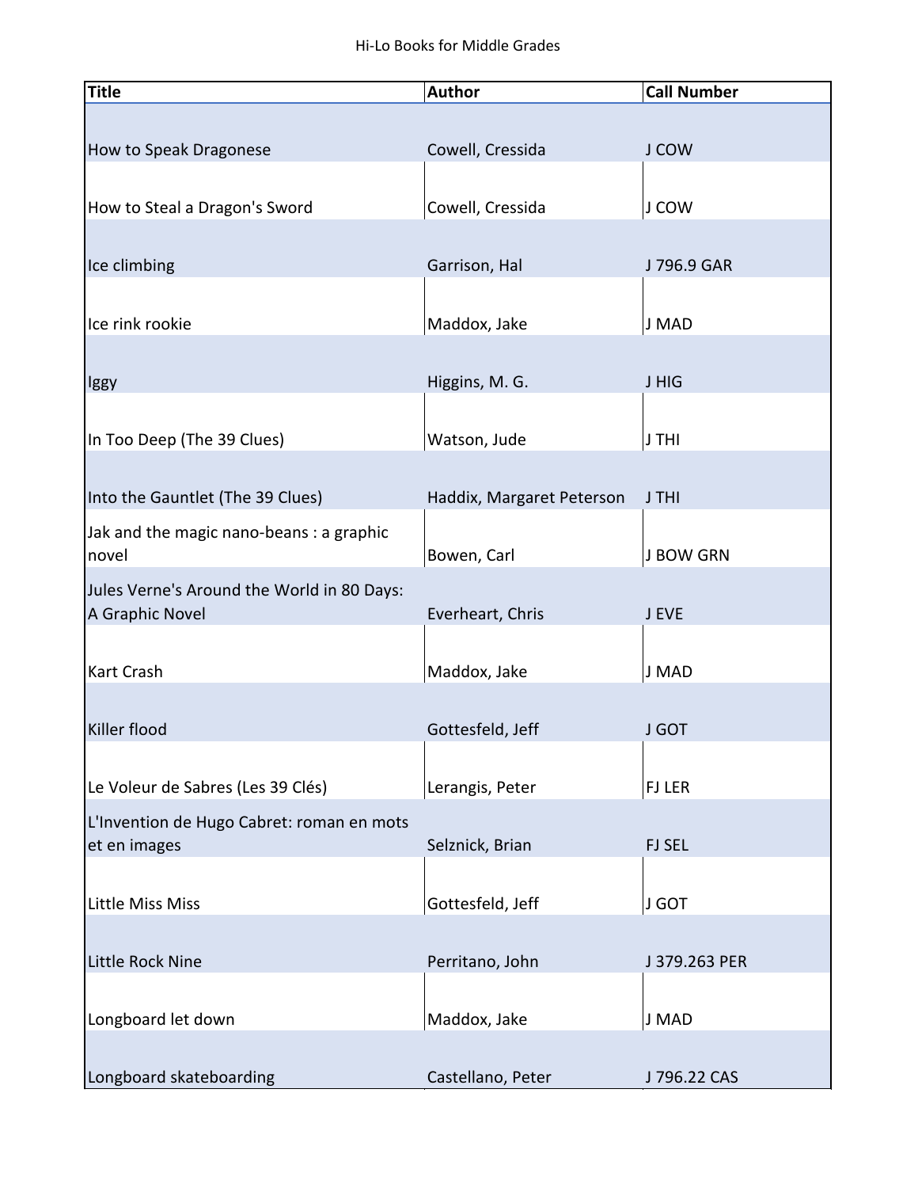Hi-Lo Books for Middle Grades

| Title | Author | Call Number |
|---|---|---|
| How to Speak Dragonese | Cowell, Cressida | J COW |
| How to Steal a Dragon's Sword | Cowell, Cressida | J COW |
| Ice climbing | Garrison, Hal | J 796.9 GAR |
| Ice rink rookie | Maddox, Jake | J MAD |
| Iggy | Higgins, M. G. | J HIG |
| In Too Deep (The 39 Clues) | Watson, Jude | J THI |
| Into the Gauntlet (The 39 Clues) | Haddix, Margaret Peterson | J THI |
| Jak and the magic nano-beans : a graphic novel | Bowen, Carl | J BOW GRN |
| Jules Verne's Around the World in 80 Days: A Graphic Novel | Everheart, Chris | J EVE |
| Kart Crash | Maddox, Jake | J MAD |
| Killer flood | Gottesfeld, Jeff | J GOT |
| Le Voleur de Sabres (Les 39 Clés) | Lerangis, Peter | FJ LER |
| L'Invention de Hugo Cabret: roman en mots et en images | Selznick, Brian | FJ SEL |
| Little Miss Miss | Gottesfeld, Jeff | J GOT |
| Little Rock Nine | Perritano, John | J 379.263 PER |
| Longboard let down | Maddox, Jake | J MAD |
| Longboard skateboarding | Castellano, Peter | J 796.22 CAS |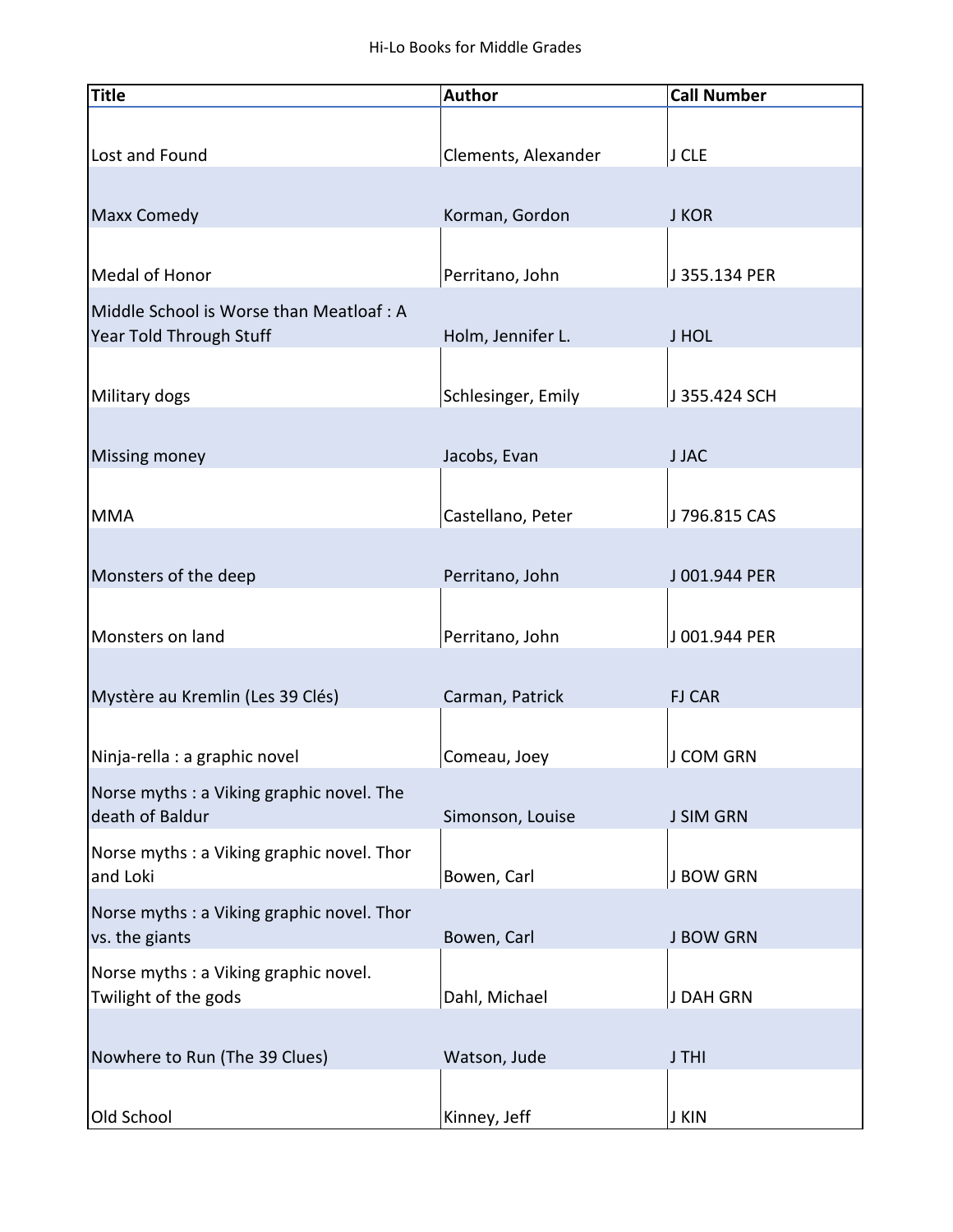| Title | Author | Call Number |
| --- | --- | --- |
| Lost and Found | Clements, Alexander | J CLE |
| Maxx Comedy | Korman, Gordon | J KOR |
| Medal of Honor | Perritano, John | J 355.134 PER |
| Middle School is Worse than Meatloaf : A Year Told Through Stuff | Holm, Jennifer L. | J HOL |
| Military dogs | Schlesinger, Emily | J 355.424 SCH |
| Missing money | Jacobs, Evan | J JAC |
| MMA | Castellano, Peter | J 796.815 CAS |
| Monsters of the deep | Perritano, John | J 001.944 PER |
| Monsters on land | Perritano, John | J 001.944 PER |
| Mystère au Kremlin (Les 39 Clés) | Carman, Patrick | FJ CAR |
| Ninja-rella : a graphic novel | Comeau, Joey | J COM GRN |
| Norse myths : a Viking graphic novel. The death of Baldur | Simonson, Louise | J SIM GRN |
| Norse myths : a Viking graphic novel. Thor and Loki | Bowen, Carl | J BOW GRN |
| Norse myths : a Viking graphic novel. Thor vs. the giants | Bowen, Carl | J BOW GRN |
| Norse myths : a Viking graphic novel. Twilight of the gods | Dahl, Michael | J DAH GRN |
| Nowhere to Run (The 39 Clues) | Watson, Jude | J THI |
| Old School | Kinney, Jeff | J KIN |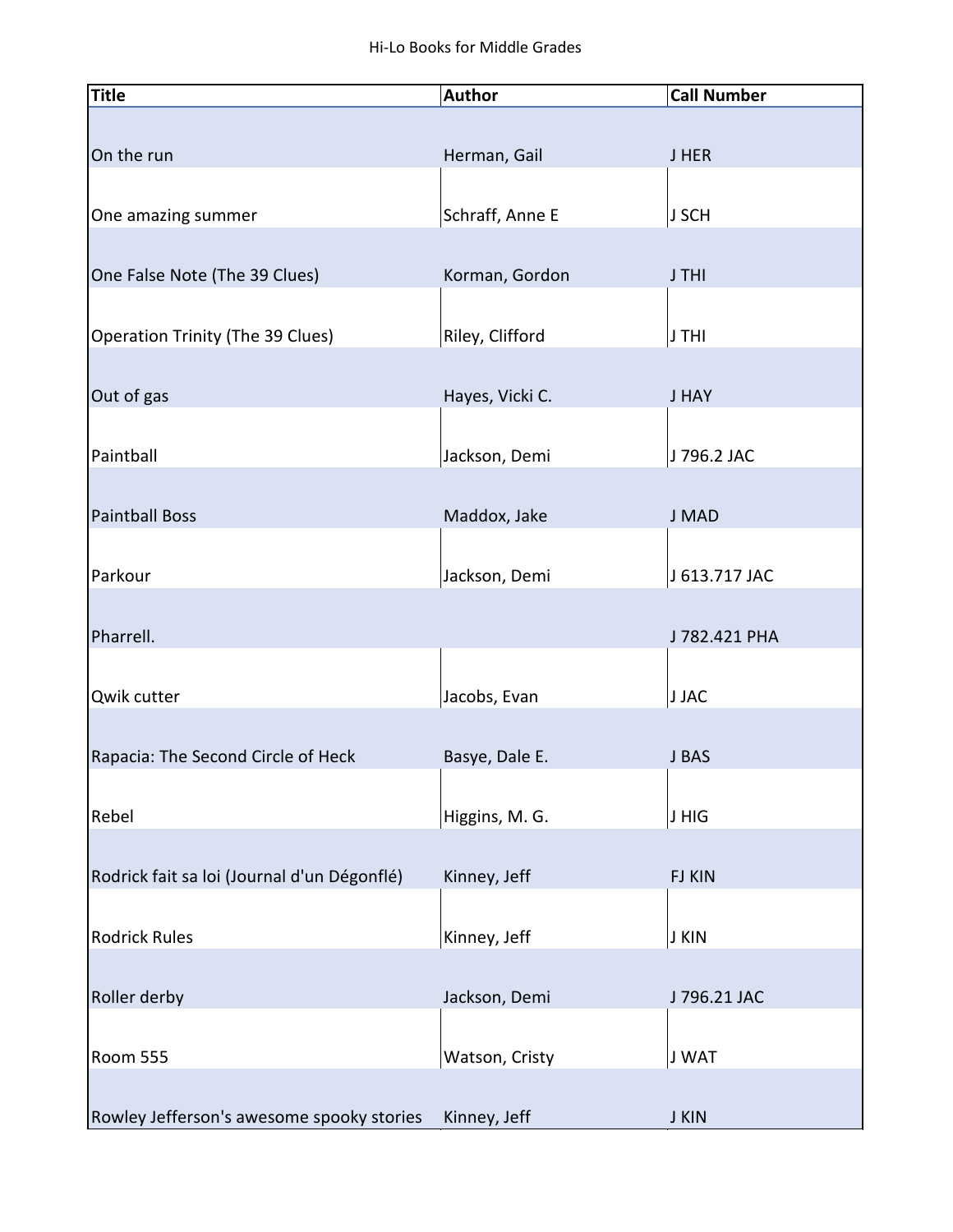| Title | Author | Call Number |
|---|---|---|
| On the run | Herman, Gail | J HER |
| One amazing summer | Schraff, Anne E | J SCH |
| One False Note (The 39 Clues) | Korman, Gordon | J THI |
| Operation Trinity (The 39 Clues) | Riley, Clifford | J THI |
| Out of gas | Hayes, Vicki C. | J HAY |
| Paintball | Jackson, Demi | J 796.2 JAC |
| Paintball Boss | Maddox, Jake | J MAD |
| Parkour | Jackson, Demi | J 613.717 JAC |
| Pharrell. | | J 782.421 PHA |
| Qwik cutter | Jacobs, Evan | J JAC |
| Rapacia: The Second Circle of Heck | Basye, Dale E. | J BAS |
| Rebel | Higgins, M. G. | J HIG |
| Rodrick fait sa loi (Journal d'un Dégonflé) | Kinney, Jeff | FJ KIN |
| Rodrick Rules | Kinney, Jeff | J KIN |
| Roller derby | Jackson, Demi | J 796.21 JAC |
| Room 555 | Watson, Cristy | J WAT |
| Rowley Jefferson's awesome spooky stories | Kinney, Jeff | J KIN |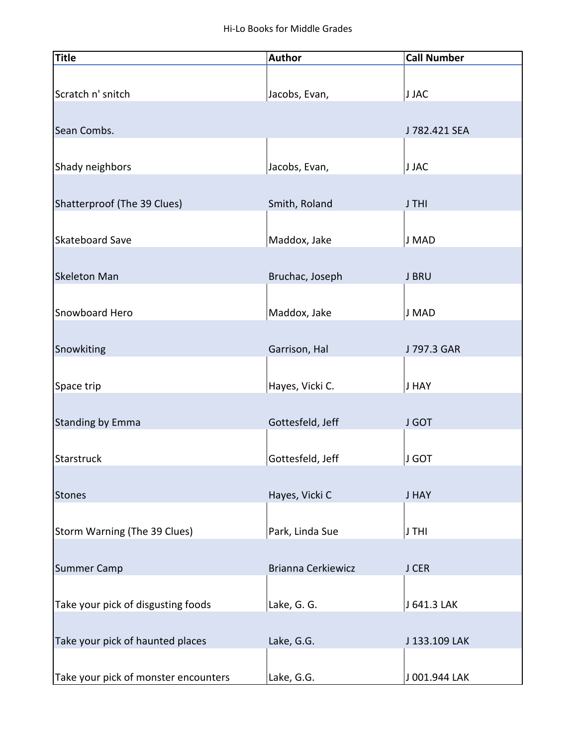Hi-Lo Books for Middle Grades

| Title | Author | Call Number |
|---|---|---|
| Scratch n' snitch | Jacobs, Evan, | J JAC |
| Sean Combs. | | J 782.421 SEA |
| Shady neighbors | Jacobs, Evan, | J JAC |
| Shatterproof (The 39 Clues) | Smith, Roland | J THI |
| Skateboard Save | Maddox, Jake | J MAD |
| Skeleton Man | Bruchac, Joseph | J BRU |
| Snowboard Hero | Maddox, Jake | J MAD |
| Snowkiting | Garrison, Hal | J 797.3 GAR |
| Space trip | Hayes, Vicki C. | J HAY |
| Standing by Emma | Gottesfeld, Jeff | J GOT |
| Starstruck | Gottesfeld, Jeff | J GOT |
| Stones | Hayes, Vicki C | J HAY |
| Storm Warning (The 39 Clues) | Park, Linda Sue | J THI |
| Summer Camp | Brianna Cerkiewicz | J CER |
| Take your pick of disgusting foods | Lake, G. G. | J 641.3 LAK |
| Take your pick of haunted places | Lake, G.G. | J 133.109 LAK |
| Take your pick of monster encounters | Lake, G.G. | J 001.944 LAK |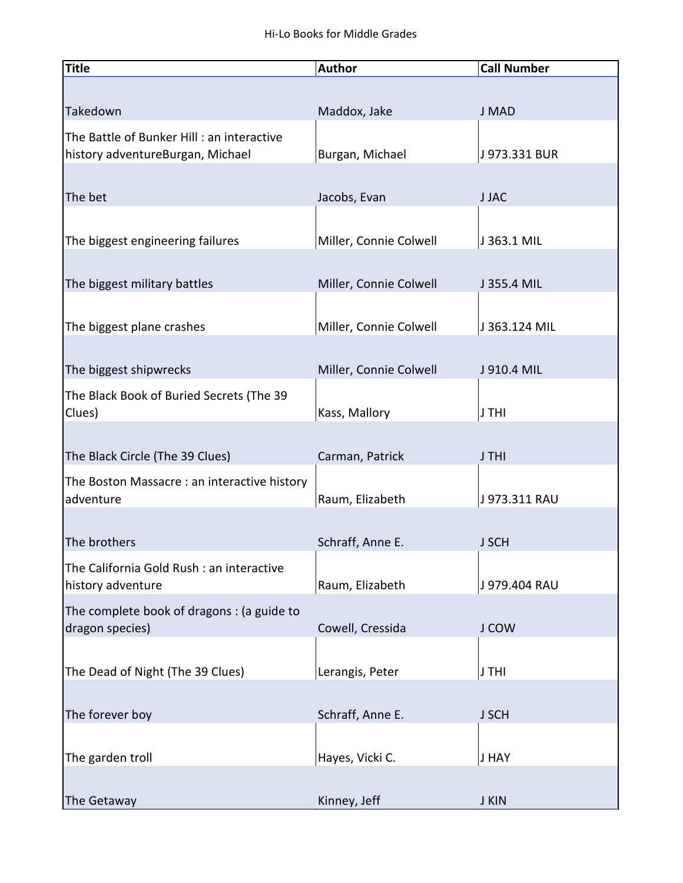Hi-Lo Books for Middle Grades

| Title | Author | Call Number |
|---|---|---|
| Takedown | Maddox, Jake | J MAD |
| The Battle of Bunker Hill : an interactive history adventureBurgan, Michael | Burgan, Michael | J 973.331 BUR |
| The bet | Jacobs, Evan | J JAC |
| The biggest engineering failures | Miller, Connie Colwell | J 363.1 MIL |
| The biggest military battles | Miller, Connie Colwell | J 355.4 MIL |
| The biggest plane crashes | Miller, Connie Colwell | J 363.124 MIL |
| The biggest shipwrecks | Miller, Connie Colwell | J 910.4 MIL |
| The Black Book of Buried Secrets (The 39 Clues) | Kass, Mallory | J THI |
| The Black Circle (The 39 Clues) | Carman, Patrick | J THI |
| The Boston Massacre : an interactive history adventure | Raum, Elizabeth | J 973.311 RAU |
| The brothers | Schraff, Anne E. | J SCH |
| The California Gold Rush : an interactive history adventure | Raum, Elizabeth | J 979.404 RAU |
| The complete book of dragons : (a guide to dragon species) | Cowell, Cressida | J COW |
| The Dead of Night (The 39 Clues) | Lerangis, Peter | J THI |
| The forever boy | Schraff, Anne E. | J SCH |
| The garden troll | Hayes, Vicki C. | J HAY |
| The Getaway | Kinney, Jeff | J KIN |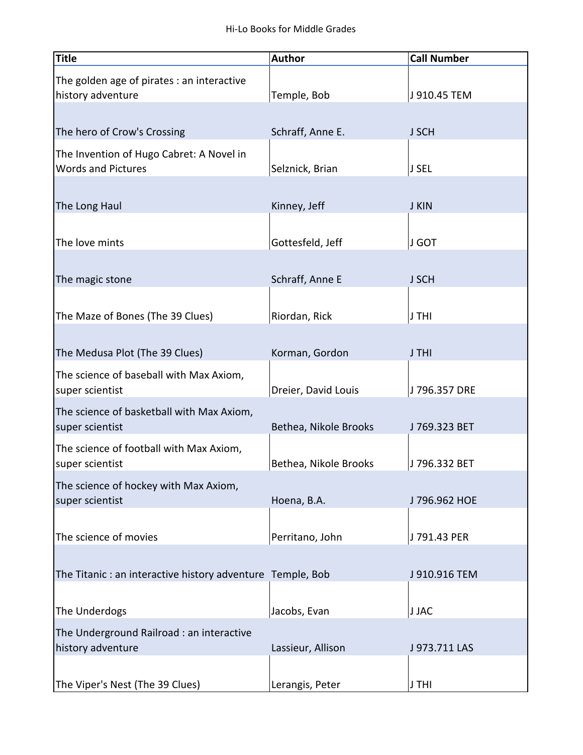Hi-Lo Books for Middle Grades

| Title | Author | Call Number |
|---|---|---|
| The golden age of pirates : an interactive history adventure | Temple, Bob | J 910.45 TEM |
| The hero of Crow's Crossing | Schraff, Anne E. | J SCH |
| The Invention of Hugo Cabret: A Novel in Words and Pictures | Selznick, Brian | J SEL |
| The Long Haul | Kinney, Jeff | J KIN |
| The love mints | Gottesfeld, Jeff | J GOT |
| The magic stone | Schraff, Anne E | J SCH |
| The Maze of Bones (The 39 Clues) | Riordan, Rick | J THI |
| The Medusa Plot (The 39 Clues) | Korman, Gordon | J THI |
| The science of baseball with Max Axiom, super scientist | Dreier, David Louis | J 796.357 DRE |
| The science of basketball with Max Axiom, super scientist | Bethea, Nikole Brooks | J 769.323 BET |
| The science of football with Max Axiom, super scientist | Bethea, Nikole Brooks | J 796.332 BET |
| The science of hockey with Max Axiom, super scientist | Hoena, B.A. | J 796.962 HOE |
| The science of movies | Perritano, John | J 791.43 PER |
| The Titanic : an interactive history adventure | Temple, Bob | J 910.916 TEM |
| The Underdogs | Jacobs, Evan | J JAC |
| The Underground Railroad : an interactive history adventure | Lassieur, Allison | J 973.711 LAS |
| The Viper's Nest (The 39 Clues) | Lerangis, Peter | J THI |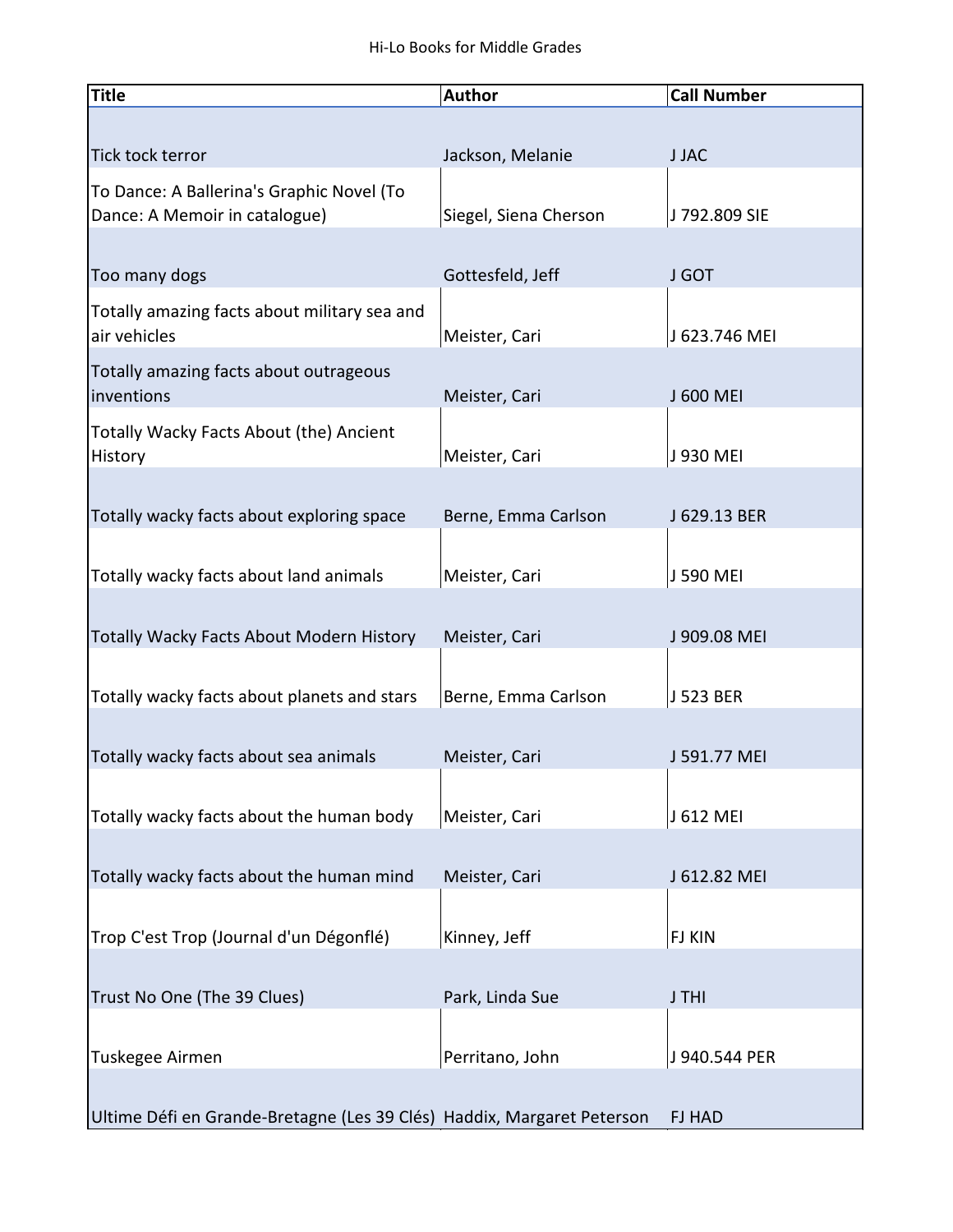| Title | Author | Call Number |
| --- | --- | --- |
| Tick tock terror | Jackson, Melanie | J JAC |
| To Dance: A Ballerina's Graphic Novel (To Dance: A Memoir in catalogue) | Siegel, Siena Cherson | J 792.809 SIE |
| Too many dogs | Gottesfeld, Jeff | J GOT |
| Totally amazing facts about military sea and air vehicles | Meister, Cari | J 623.746 MEI |
| Totally amazing facts about outrageous inventions | Meister, Cari | J 600 MEI |
| Totally Wacky Facts About (the) Ancient History | Meister, Cari | J 930 MEI |
| Totally wacky facts about exploring space | Berne, Emma Carlson | J 629.13 BER |
| Totally wacky facts about land animals | Meister, Cari | J 590 MEI |
| Totally Wacky Facts About Modern History | Meister, Cari | J 909.08 MEI |
| Totally wacky facts about planets and stars | Berne, Emma Carlson | J 523 BER |
| Totally wacky facts about sea animals | Meister, Cari | J 591.77 MEI |
| Totally wacky facts about the human body | Meister, Cari | J 612 MEI |
| Totally wacky facts about the human mind | Meister, Cari | J 612.82 MEI |
| Trop C'est Trop (Journal d'un Dégonflé) | Kinney, Jeff | FJ KIN |
| Trust No One (The 39 Clues) | Park, Linda Sue | J THI |
| Tuskegee Airmen | Perritano, John | J 940.544 PER |
| Ultime Défi en Grande-Bretagne (Les 39 Clés) | Haddix, Margaret Peterson | FJ HAD |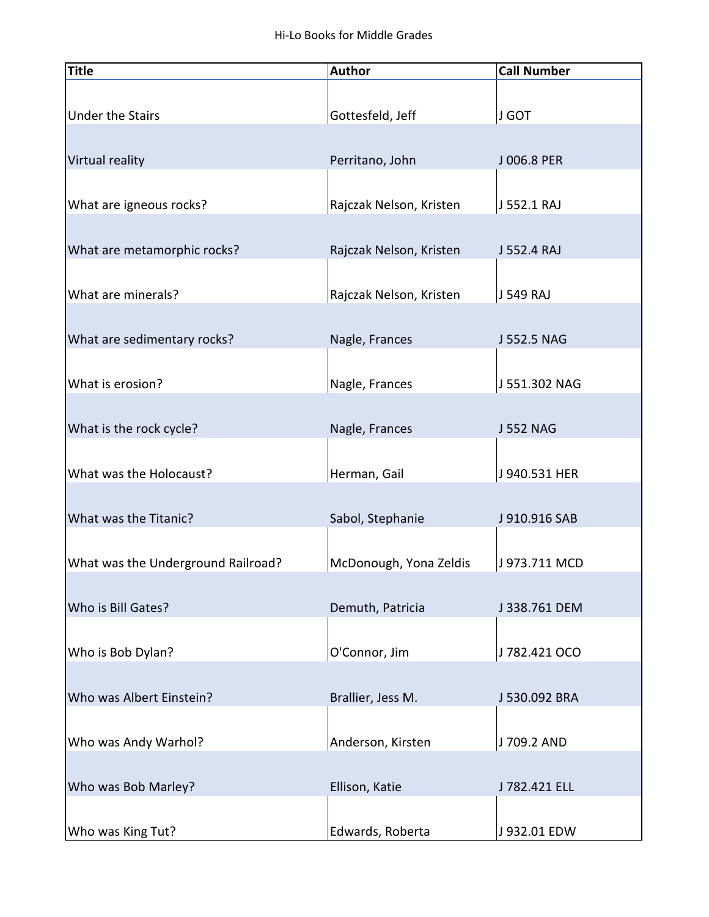| Title | Author | Call Number |
|---|---|---|
| Under the Stairs | Gottesfeld, Jeff | J GOT |
| Virtual reality | Perritano, John | J 006.8 PER |
| What are igneous rocks? | Rajczak Nelson, Kristen | J 552.1 RAJ |
| What are metamorphic rocks? | Rajczak Nelson, Kristen | J 552.4 RAJ |
| What are minerals? | Rajczak Nelson, Kristen | J 549 RAJ |
| What are sedimentary rocks? | Nagle, Frances | J 552.5 NAG |
| What is erosion? | Nagle, Frances | J 551.302 NAG |
| What is the rock cycle? | Nagle, Frances | J 552 NAG |
| What was the Holocaust? | Herman, Gail | J 940.531 HER |
| What was the Titanic? | Sabol, Stephanie | J 910.916 SAB |
| What was the Underground Railroad? | McDonough, Yona Zeldis | J 973.711 MCD |
| Who is Bill Gates? | Demuth, Patricia | J 338.761 DEM |
| Who is Bob Dylan? | O'Connor, Jim | J 782.421 OCO |
| Who was Albert Einstein? | Brallier, Jess M. | J 530.092 BRA |
| Who was Andy Warhol? | Anderson, Kirsten | J 709.2 AND |
| Who was Bob Marley? | Ellison, Katie | J 782.421 ELL |
| Who was King Tut? | Edwards, Roberta | J 932.01 EDW |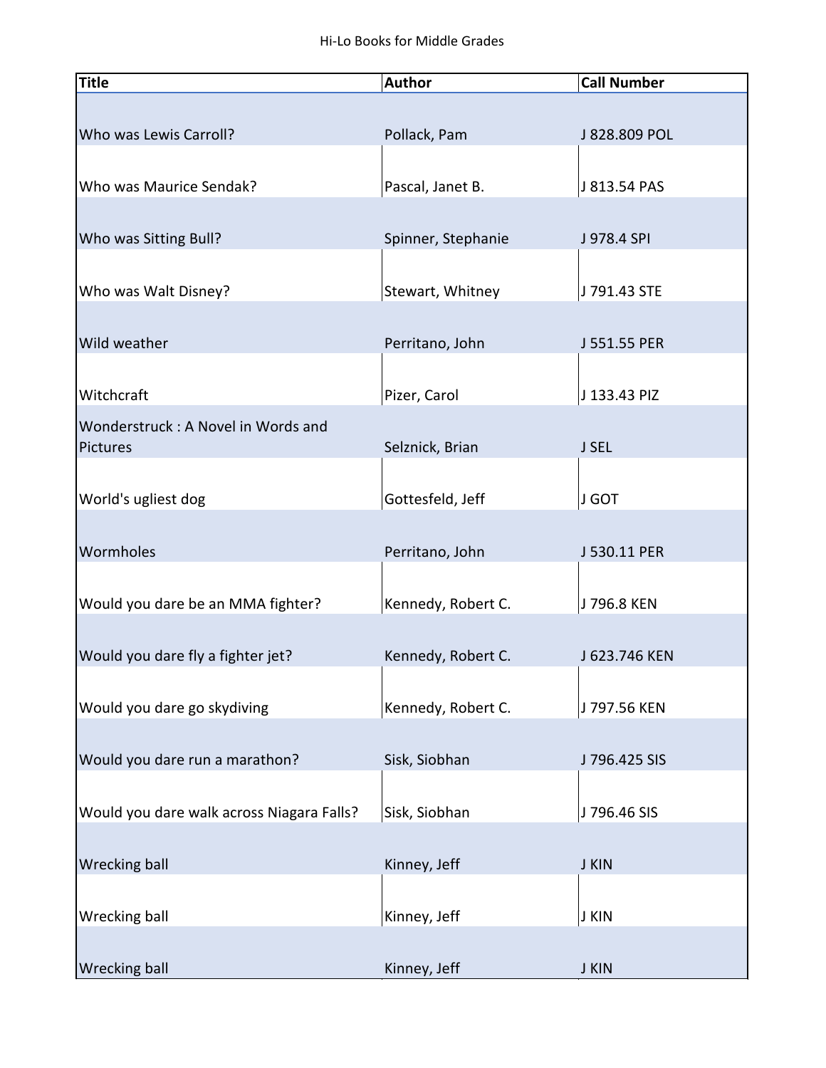| Title | Author | Call Number |
|---|---|---|
| Who was Lewis Carroll? | Pollack, Pam | J 828.809 POL |
| Who was Maurice Sendak? | Pascal, Janet B. | J 813.54 PAS |
| Who was Sitting Bull? | Spinner, Stephanie | J 978.4 SPI |
| Who was Walt Disney? | Stewart, Whitney | J 791.43 STE |
| Wild weather | Perritano, John | J 551.55 PER |
| Witchcraft | Pizer, Carol | J 133.43 PIZ |
| Wonderstruck : A Novel in Words and Pictures | Selznick, Brian | J SEL |
| World's ugliest dog | Gottesfeld, Jeff | J GOT |
| Wormholes | Perritano, John | J 530.11 PER |
| Would you dare be an MMA fighter? | Kennedy, Robert C. | J 796.8 KEN |
| Would you dare fly a fighter jet? | Kennedy, Robert C. | J 623.746 KEN |
| Would you dare go skydiving | Kennedy, Robert C. | J 797.56 KEN |
| Would you dare run a marathon? | Sisk, Siobhan | J 796.425 SIS |
| Would you dare walk across Niagara Falls? | Sisk, Siobhan | J 796.46 SIS |
| Wrecking ball | Kinney, Jeff | J KIN |
| Wrecking ball | Kinney, Jeff | J KIN |
| Wrecking ball | Kinney, Jeff | J KIN |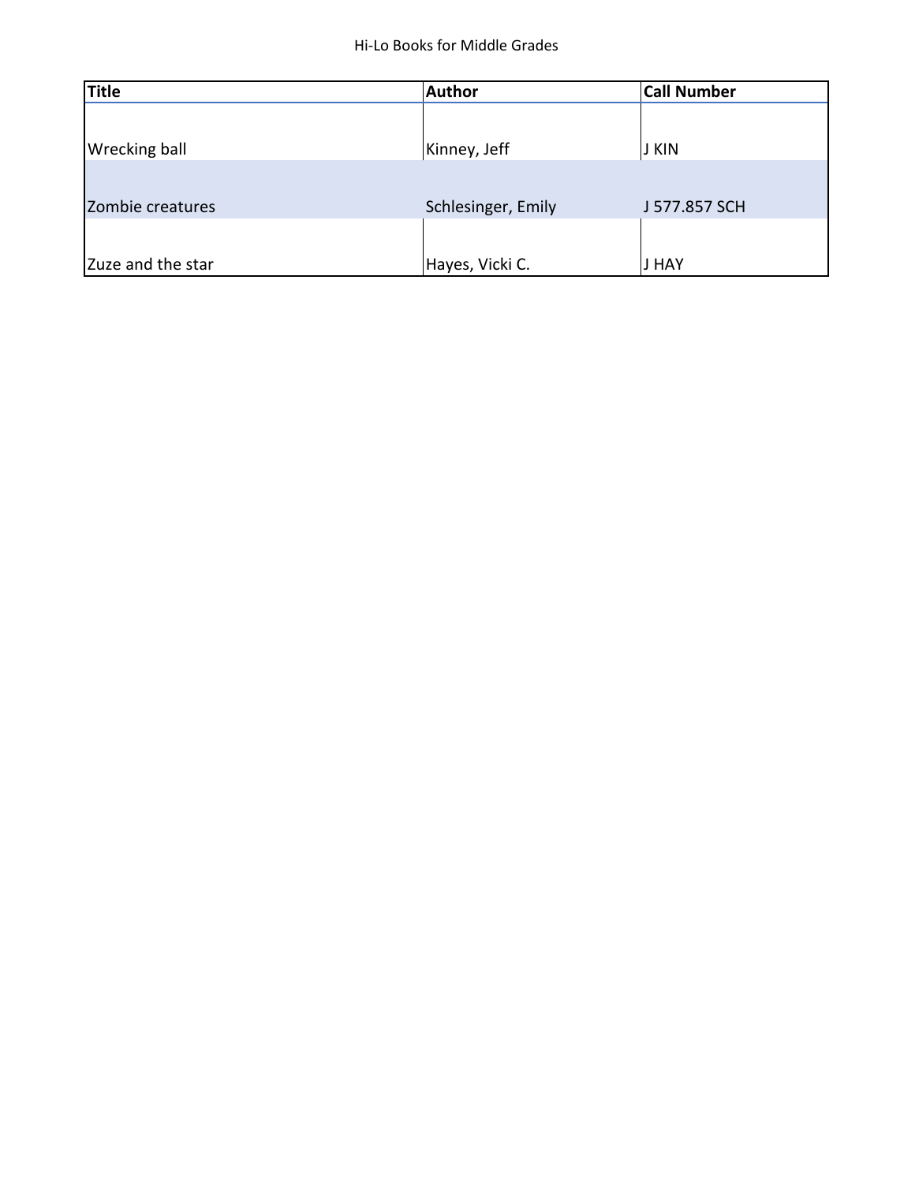| Title | Author | Call Number |
|---|---|---|
| Wrecking ball | Kinney, Jeff | J KIN |
| Zombie creatures | Schlesinger, Emily | J 577.857 SCH |
| Zuze and the star | Hayes, Vicki C. | J HAY |